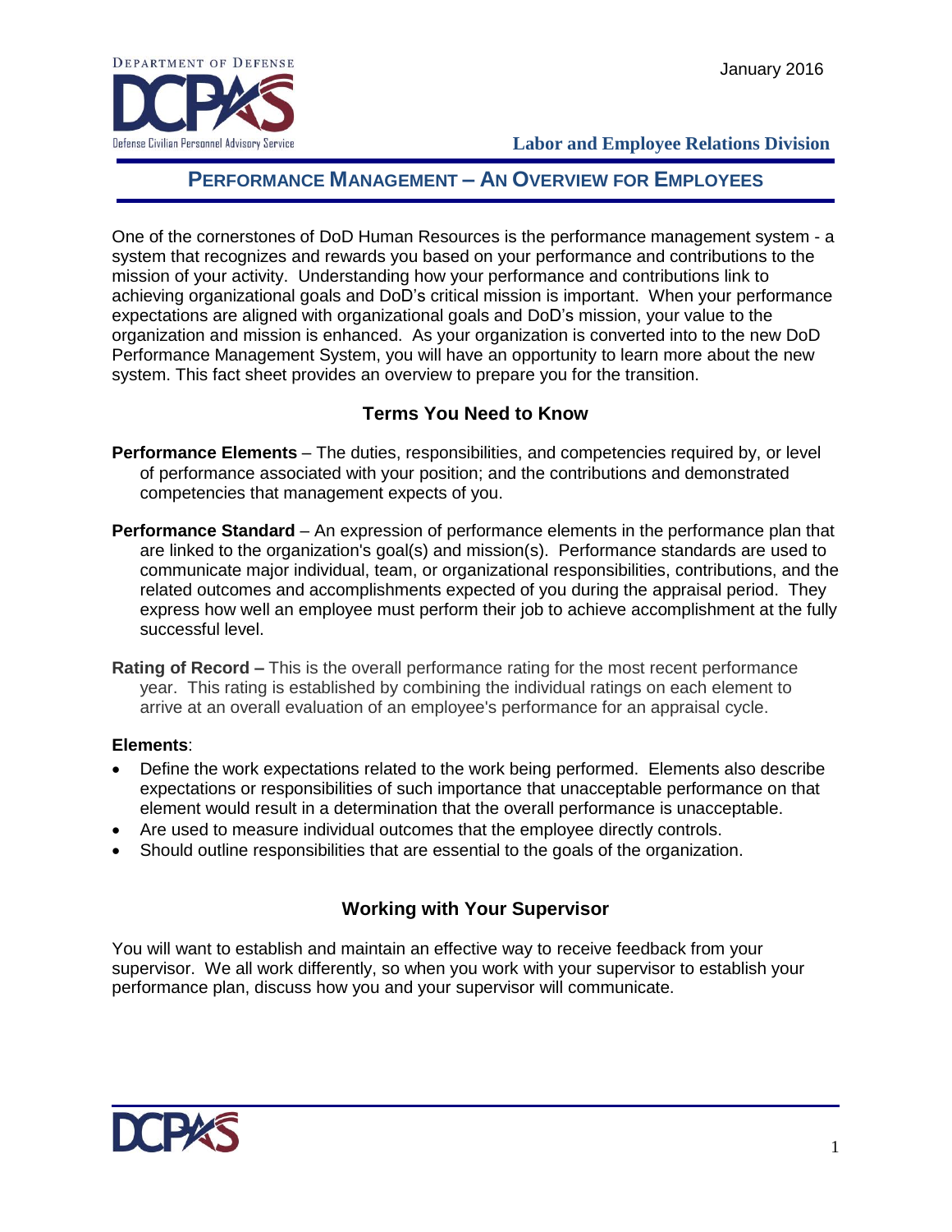Department of Defense

Defense Civilian Personnel Advisory Service

January 2016

**Labor and Employee Relations Division**

## Performance Management – An Overview for Employees

One of the cornerstones of DoD Human Resources is the performance management system - a system that recognizes and rewards you based on your performance and contributions to the mission of your activity. Understanding how your performance and contributions link to achieving organizational goals and DoD's critical mission is important. When your performance expectations are aligned with organizational goals and DoD's mission, your value to the organization and mission is enhanced. As your organization is converted into to the new DoD Performance Management System, you will have an opportunity to learn more about the new system. This fact sheet provides an overview to prepare you for the transition.

### Terms You Need to Know

**Performance Elements** – The duties, responsibilities, and competencies required by, or level of performance associated with your position; and the contributions and demonstrated competencies that management expects of you.

**Performance Standard** – An expression of performance elements in the performance plan that are linked to the organization's goal(s) and mission(s). Performance standards are used to communicate major individual, team, or organizational responsibilities, contributions, and the related outcomes and accomplishments expected of you during the appraisal period. They express how well an employee must perform their job to achieve accomplishment at the fully successful level.

**Rating of Record –** This is the overall performance rating for the most recent performance year. This rating is established by combining the individual ratings on each element to arrive at an overall evaluation of an employee's performance for an appraisal cycle.

**Elements**:

- Define the work expectations related to the work being performed. Elements also describe expectations or responsibilities of such importance that unacceptable performance on that element would result in a determination that the overall performance is unacceptable.
- Are used to measure individual outcomes that the employee directly controls.
- Should outline responsibilities that are essential to the goals of the organization.

### Working with Your Supervisor

You will want to establish and maintain an effective way to receive feedback from your supervisor. We all work differently, so when you work with your supervisor to establish your performance plan, discuss how you and your supervisor will communicate.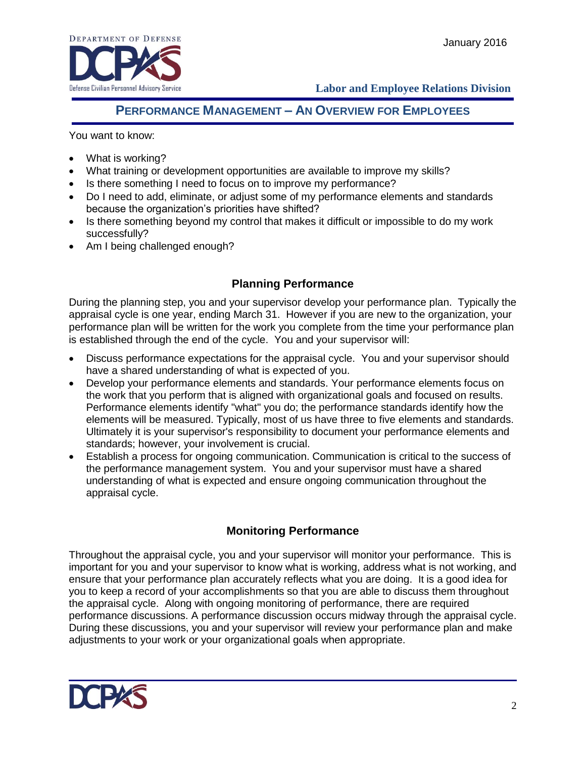## PERFORMANCE MANAGEMENT – AN OVERVIEW FOR EMPLOYEES

You want to know:

- What is working?
- What training or development opportunities are available to improve my skills?
- Is there something I need to focus on to improve my performance?
- Do I need to add, eliminate, or adjust some of my performance elements and standards because the organization's priorities have shifted?
- Is there something beyond my control that makes it difficult or impossible to do my work successfully?
- Am I being challenged enough?

### Planning Performance

During the planning step, you and your supervisor develop your performance plan. Typically the appraisal cycle is one year, ending March 31. However if you are new to the organization, your performance plan will be written for the work you complete from the time your performance plan is established through the end of the cycle. You and your supervisor will:

- Discuss performance expectations for the appraisal cycle. You and your supervisor should have a shared understanding of what is expected of you.
- Develop your performance elements and standards. Your performance elements focus on the work that you perform that is aligned with organizational goals and focused on results. Performance elements identify "what" you do; the performance standards identify how the elements will be measured. Typically, most of us have three to five elements and standards. Ultimately it is your supervisor's responsibility to document your performance elements and standards; however, your involvement is crucial.
- Establish a process for ongoing communication. Communication is critical to the success of the performance management system. You and your supervisor must have a shared understanding of what is expected and ensure ongoing communication throughout the appraisal cycle.

### Monitoring Performance

Throughout the appraisal cycle, you and your supervisor will monitor your performance. This is important for you and your supervisor to know what is working, address what is not working, and ensure that your performance plan accurately reflects what you are doing. It is a good idea for you to keep a record of your accomplishments so that you are able to discuss them throughout the appraisal cycle. Along with ongoing monitoring of performance, there are required performance discussions. A performance discussion occurs midway through the appraisal cycle. During these discussions, you and your supervisor will review your performance plan and make adjustments to your work or your organizational goals when appropriate.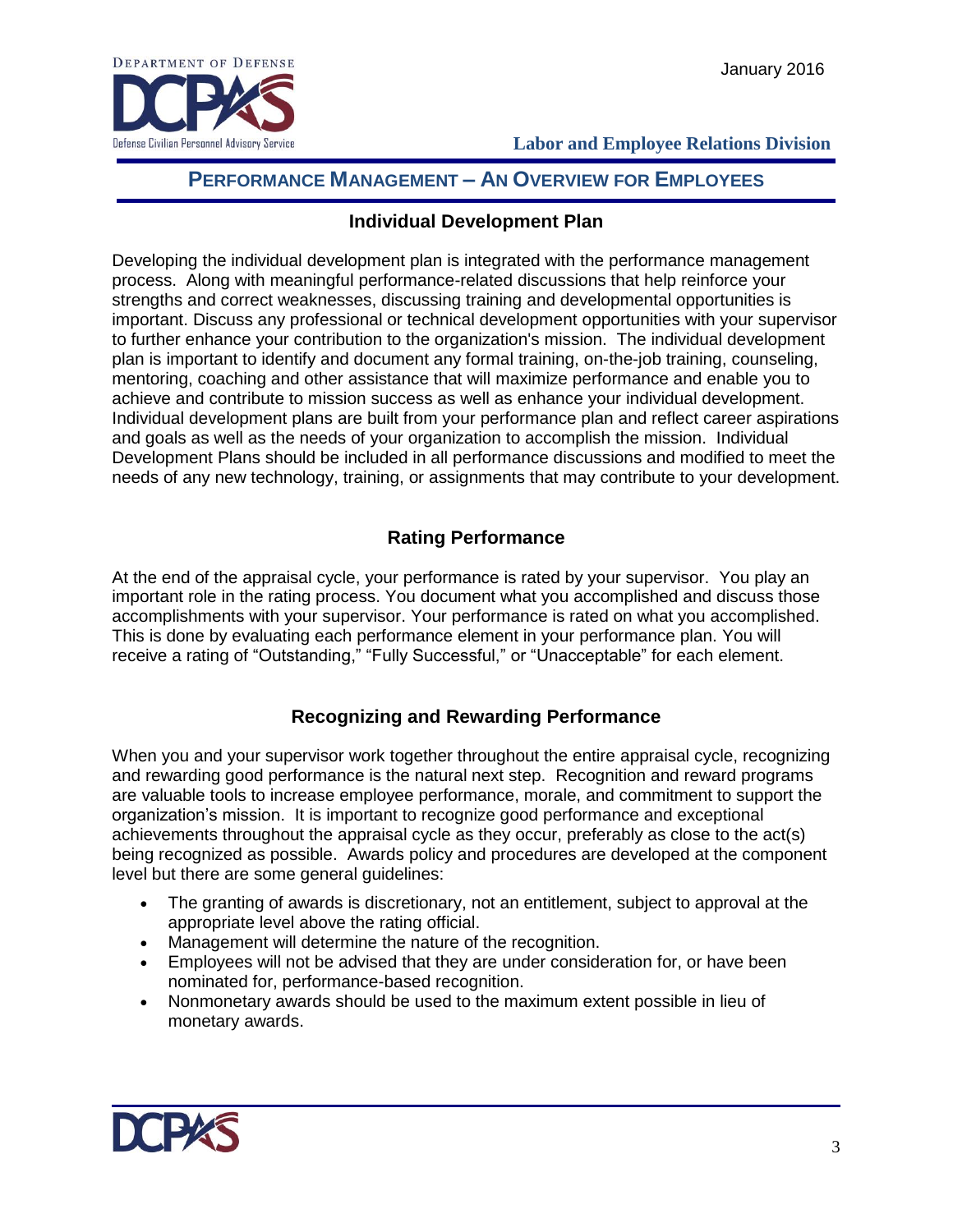## Individual Development Plan

Developing the individual development plan is integrated with the performance management process. Along with meaningful performance-related discussions that help reinforce your strengths and correct weaknesses, discussing training and developmental opportunities is important. Discuss any professional or technical development opportunities with your supervisor to further enhance your contribution to the organization's mission. The individual development plan is important to identify and document any formal training, on-the-job training, counseling, mentoring, coaching and other assistance that will maximize performance and enable you to achieve and contribute to mission success as well as enhance your individual development. Individual development plans are built from your performance plan and reflect career aspirations and goals as well as the needs of your organization to accomplish the mission. Individual Development Plans should be included in all performance discussions and modified to meet the needs of any new technology, training, or assignments that may contribute to your development.

## Rating Performance

At the end of the appraisal cycle, your performance is rated by your supervisor. You play an important role in the rating process. You document what you accomplished and discuss those accomplishments with your supervisor. Your performance is rated on what you accomplished. This is done by evaluating each performance element in your performance plan. You will receive a rating of "Outstanding," "Fully Successful," or "Unacceptable" for each element.

## Recognizing and Rewarding Performance

When you and your supervisor work together throughout the entire appraisal cycle, recognizing and rewarding good performance is the natural next step. Recognition and reward programs are valuable tools to increase employee performance, morale, and commitment to support the organization's mission. It is important to recognize good performance and exceptional achievements throughout the appraisal cycle as they occur, preferably as close to the act(s) being recognized as possible. Awards policy and procedures are developed at the component level but there are some general guidelines:

- The granting of awards is discretionary, not an entitlement, subject to approval at the appropriate level above the rating official.
- Management will determine the nature of the recognition.
- Employees will not be advised that they are under consideration for, or have been nominated for, performance-based recognition.
- Nonmonetary awards should be used to the maximum extent possible in lieu of monetary awards.